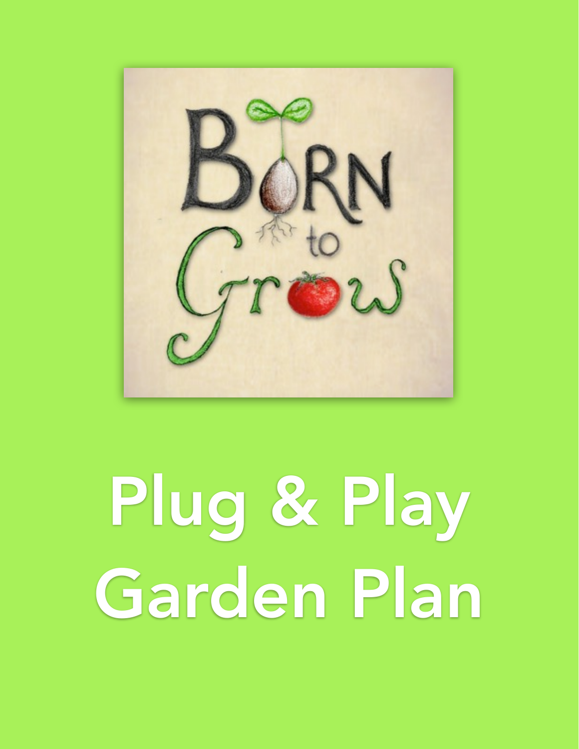# Born to Grow

# Plug & Play Garden Plan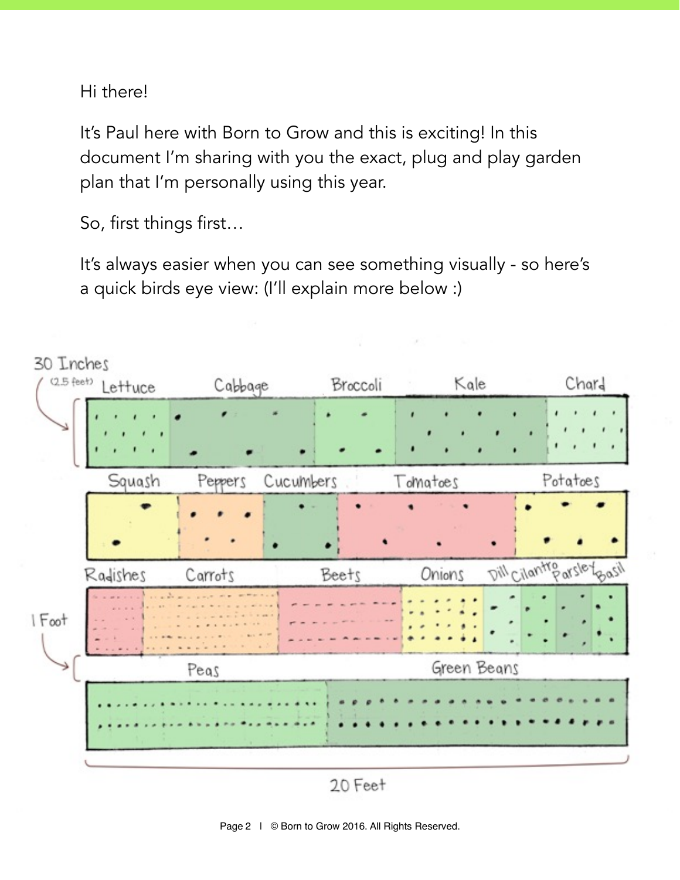Hi there!

It's Paul here with Born to Grow and this is exciting! In this document I'm sharing with you the exact, plug and play garden plan that I'm personally using this year.

So, first things first…

It's always easier when you can see something visually - so here's a quick birds eye view: (I'll explain more below :)

30 Inches (2.5 feet)

Lettuce | Cabbage | Broccoli | Kale | Chard

Squash | Peppers | Cucumbers | Tomatoes | Potatoes

Radishes | Carrots | Beets | Onions | Dill | Cilantro | Parsley | Basil

1 Foot

Peas | Green Beans

20 Feet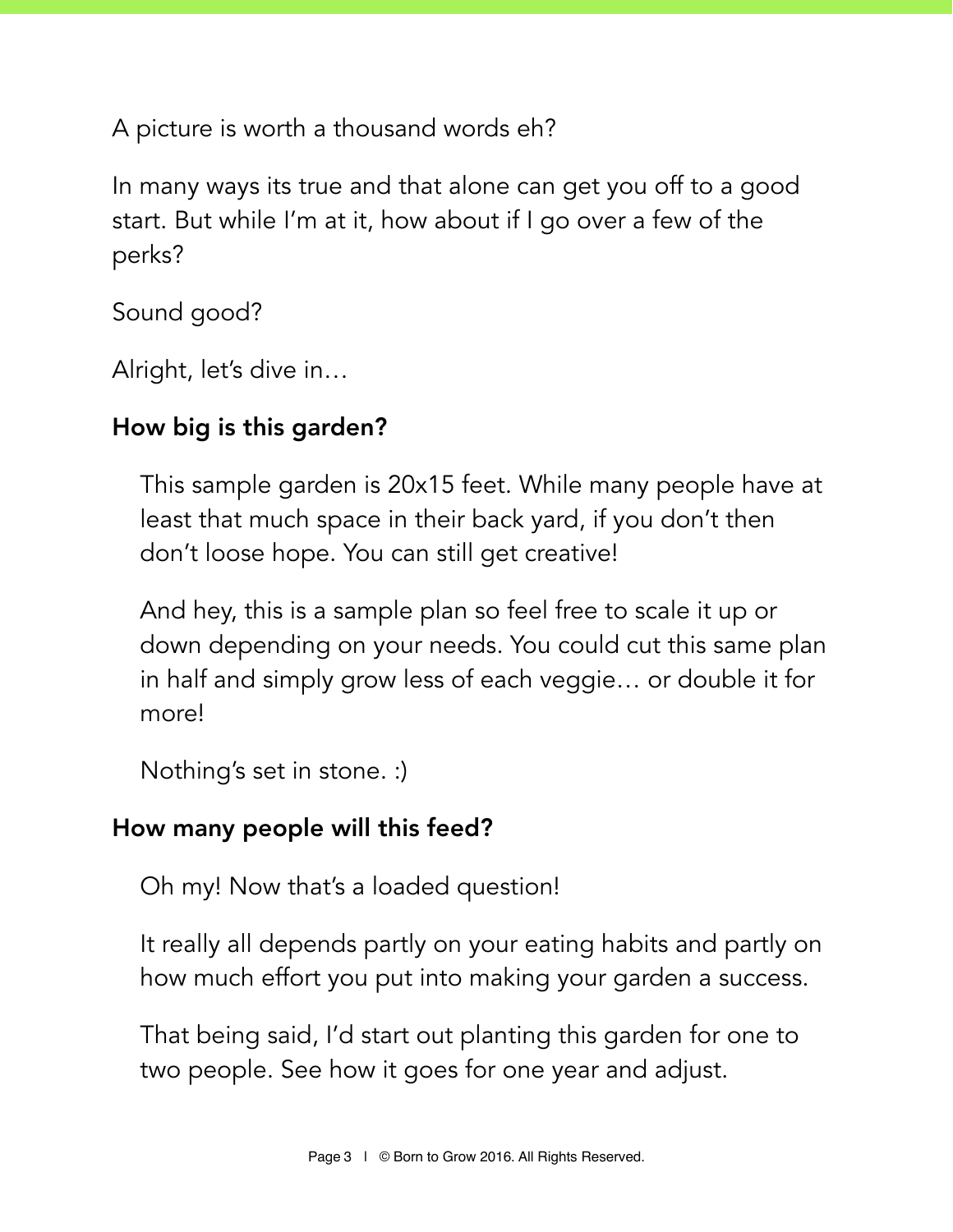A picture is worth a thousand words eh?

In many ways its true and that alone can get you off to a good start. But while I'm at it, how about if I go over a few of the perks?

Sound good?

Alright, let's dive in…

**How big is this garden?**

This sample garden is 20x15 feet. While many people have at least that much space in their back yard, if you don't then don't loose hope. You can still get creative!

And hey, this is a sample plan so feel free to scale it up or down depending on your needs. You could cut this same plan in half and simply grow less of each veggie… or double it for more!

Nothing's set in stone. :)

**How many people will this feed?**

Oh my! Now that's a loaded question!

It really all depends partly on your eating habits and partly on how much effort you put into making your garden a success.

That being said, I'd start out planting this garden for one to two people. See how it goes for one year and adjust.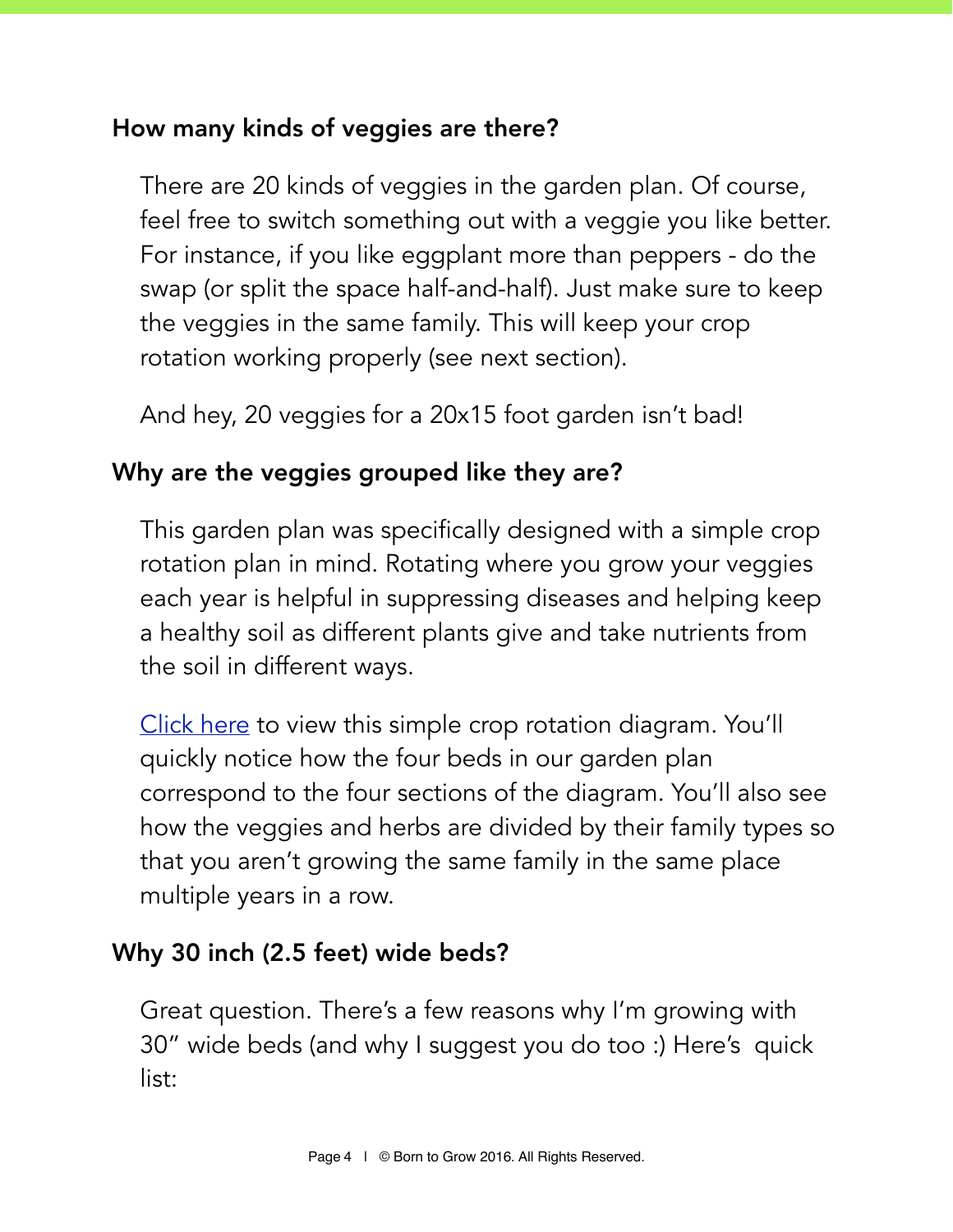### How many kinds of veggies are there?

There are 20 kinds of veggies in the garden plan. Of course, feel free to switch something out with a veggie you like better. For instance, if you like eggplant more than peppers - do the swap (or split the space half-and-half). Just make sure to keep the veggies in the same family. This will keep your crop rotation working properly (see next section).

And hey, 20 veggies for a 20x15 foot garden isn't bad!

### Why are the veggies grouped like they are?

This garden plan was specifically designed with a simple crop rotation plan in mind. Rotating where you grow your veggies each year is helpful in suppressing diseases and helping keep a healthy soil as different plants give and take nutrients from the soil in different ways.

Click here to view this simple crop rotation diagram. You'll quickly notice how the four beds in our garden plan correspond to the four sections of the diagram. You'll also see how the veggies and herbs are divided by their family types so that you aren't growing the same family in the same place multiple years in a row.

### Why 30 inch (2.5 feet) wide beds?

Great question. There's a few reasons why I'm growing with 30" wide beds (and why I suggest you do too :) Here's quick list: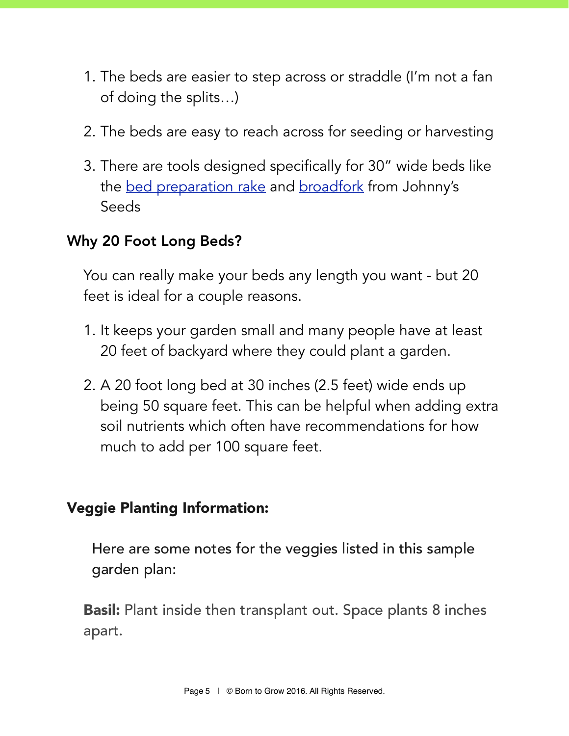1. The beds are easier to step across or straddle (I'm not a fan of doing the splits…)

2. The beds are easy to reach across for seeding or harvesting

3. There are tools designed specifically for 30" wide beds like the bed preparation rake and broadfork from Johnny's Seeds

### Why 20 Foot Long Beds?

You can really make your beds any length you want - but 20 feet is ideal for a couple reasons.

1. It keeps your garden small and many people have at least 20 feet of backyard where they could plant a garden.

2. A 20 foot long bed at 30 inches (2.5 feet) wide ends up being 50 square feet. This can be helpful when adding extra soil nutrients which often have recommendations for how much to add per 100 square feet.

### Veggie Planting Information:

Here are some notes for the veggies listed in this sample garden plan:

**Basil:** Plant inside then transplant out. Space plants 8 inches apart.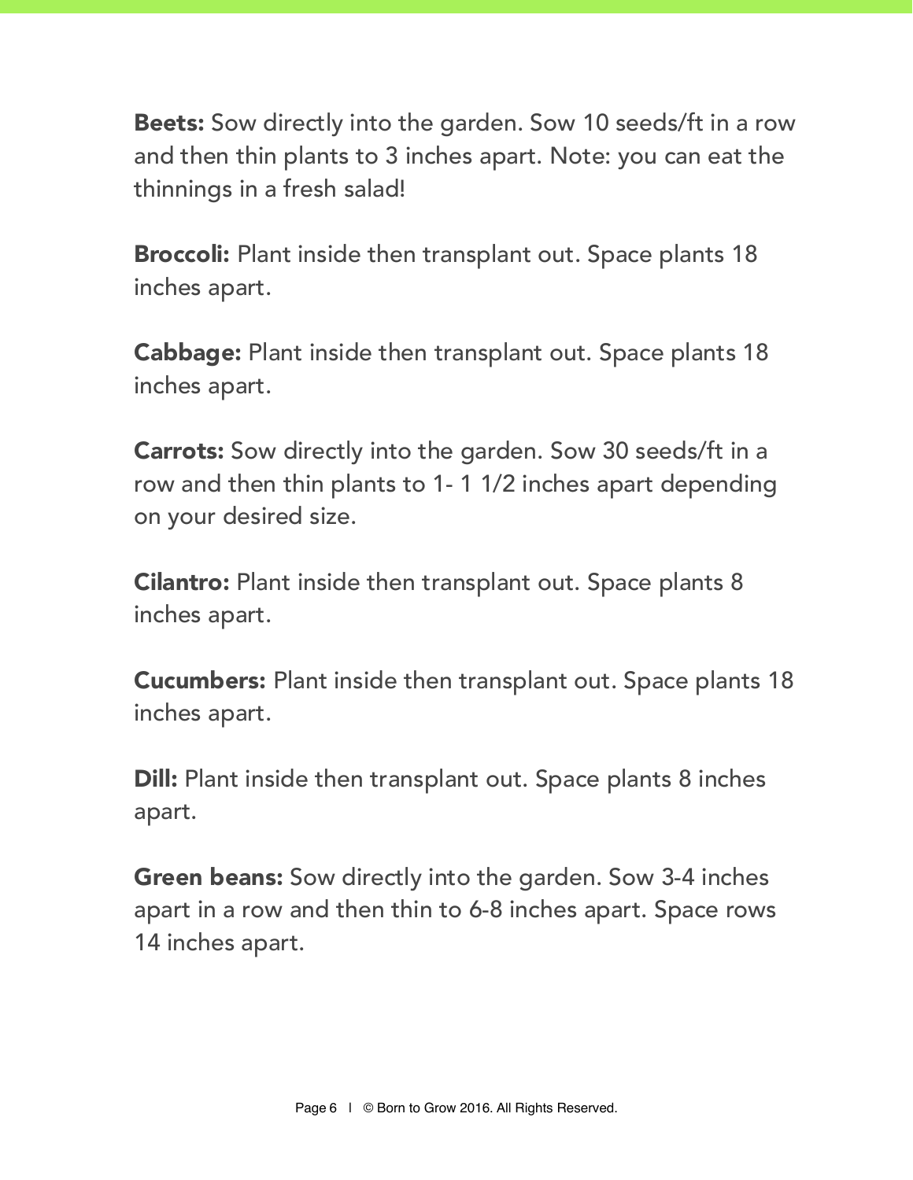**Beets:** Sow directly into the garden. Sow 10 seeds/ft in a row and then thin plants to 3 inches apart. Note: you can eat the thinnings in a fresh salad!

**Broccoli:** Plant inside then transplant out. Space plants 18 inches apart.

**Cabbage:** Plant inside then transplant out. Space plants 18 inches apart.

**Carrots:** Sow directly into the garden. Sow 30 seeds/ft in a row and then thin plants to 1- 1 1/2 inches apart depending on your desired size.

**Cilantro:** Plant inside then transplant out. Space plants 8 inches apart.

**Cucumbers:** Plant inside then transplant out. Space plants 18 inches apart.

**Dill:** Plant inside then transplant out. Space plants 8 inches apart.

**Green beans:** Sow directly into the garden. Sow 3-4 inches apart in a row and then thin to 6-8 inches apart. Space rows 14 inches apart.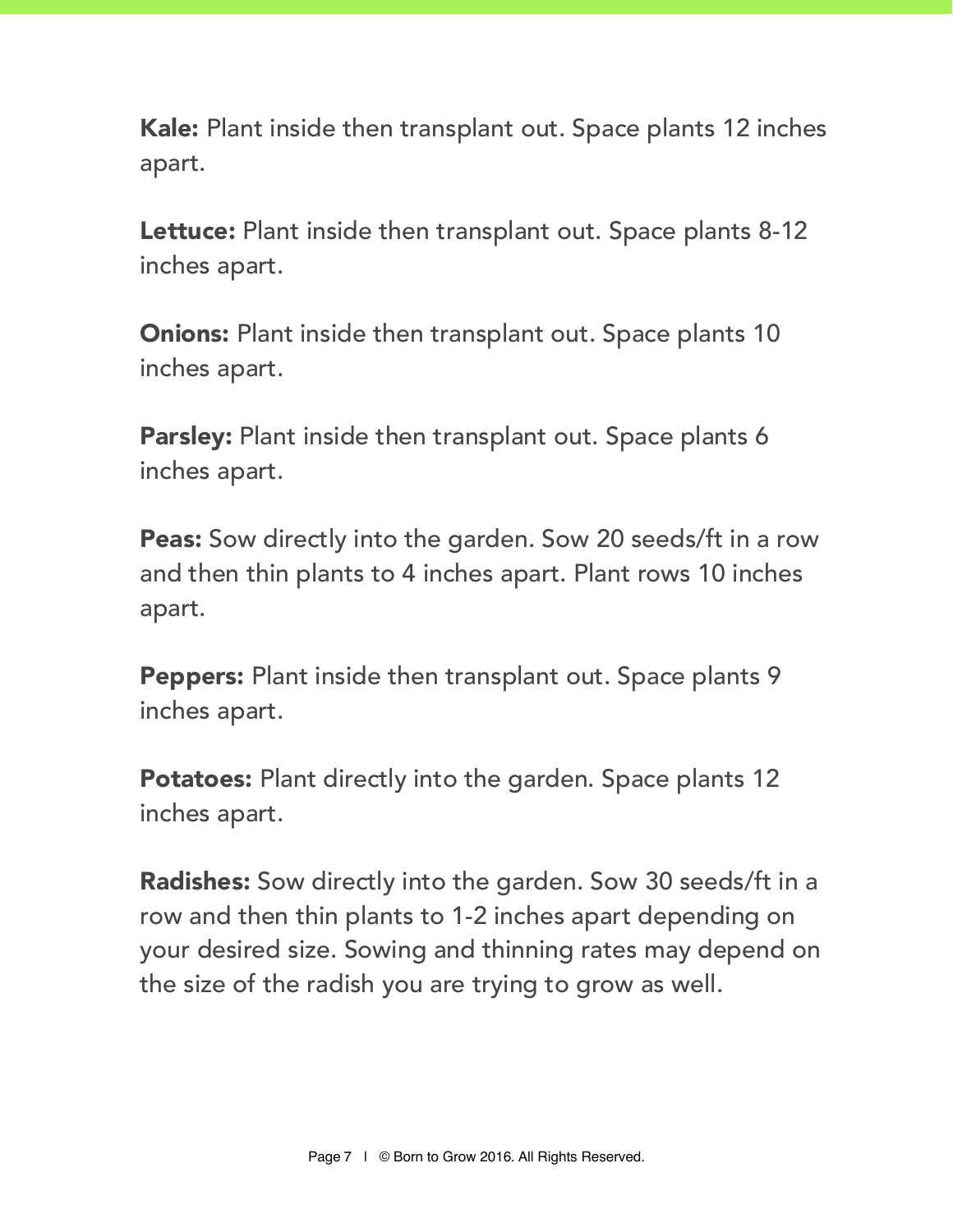**Kale:** Plant inside then transplant out. Space plants 12 inches apart.

**Lettuce:** Plant inside then transplant out. Space plants 8-12 inches apart.

**Onions:** Plant inside then transplant out. Space plants 10 inches apart.

**Parsley:** Plant inside then transplant out. Space plants 6 inches apart.

**Peas:** Sow directly into the garden. Sow 20 seeds/ft in a row and then thin plants to 4 inches apart. Plant rows 10 inches apart.

**Peppers:** Plant inside then transplant out. Space plants 9 inches apart.

**Potatoes:** Plant directly into the garden. Space plants 12 inches apart.

**Radishes:** Sow directly into the garden. Sow 30 seeds/ft in a row and then thin plants to 1-2 inches apart depending on your desired size. Sowing and thinning rates may depend on the size of the radish you are trying to grow as well.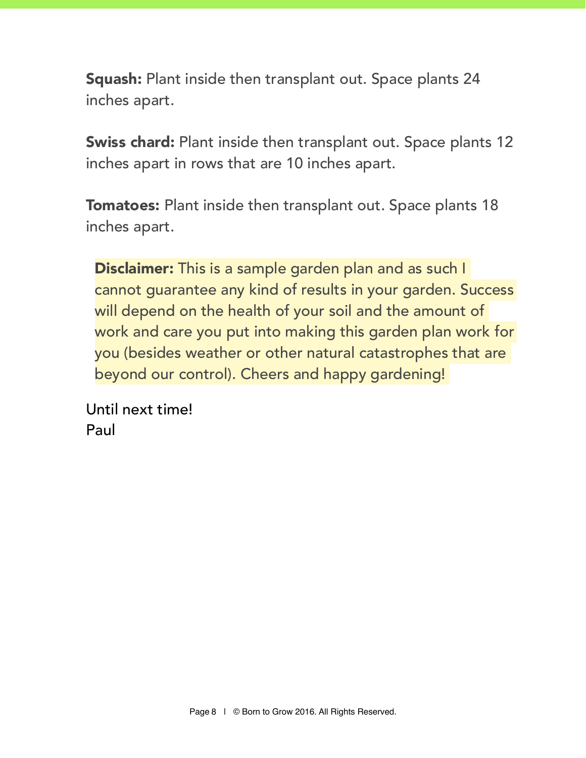**Squash:** Plant inside then transplant out. Space plants 24 inches apart.

**Swiss chard:** Plant inside then transplant out. Space plants 12 inches apart in rows that are 10 inches apart.

**Tomatoes:** Plant inside then transplant out. Space plants 18 inches apart.

**Disclaimer:** This is a sample garden plan and as such I cannot guarantee any kind of results in your garden. Success will depend on the health of your soil and the amount of work and care you put into making this garden plan work for you (besides weather or other natural catastrophes that are beyond our control). Cheers and happy gardening!

Until next time!
Paul